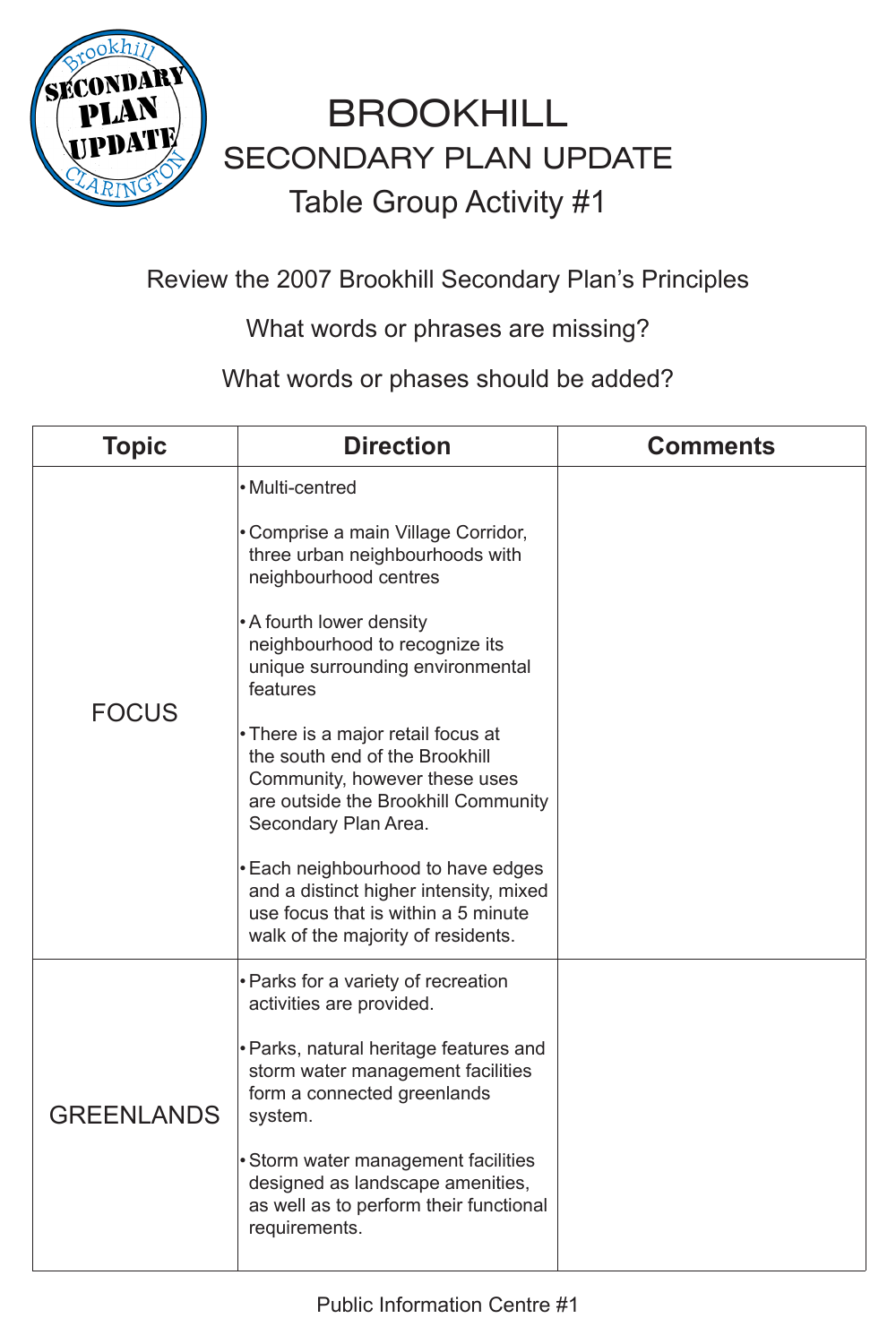# BROOKHILL

## SECONDARY PLAN UPDATE

### Table Group Activity #1

Review the 2007 Brookhill Secondary Plan's Principles

What words or phrases are missing?

What words or phases should be added?

| Topic | Direction | Comments |
|---|---|---|
| FOCUS | • Multi-centred<br><br>• Comprise a main Village Corridor, three urban neighbourhoods with neighbourhood centres<br><br>• A fourth lower density neighbourhood to recognize its unique surrounding environmental features<br><br>• There is a major retail focus at the south end of the Brookhill Community, however these uses are outside the Brookhill Community Secondary Plan Area.<br><br>• Each neighbourhood to have edges and a distinct higher intensity, mixed use focus that is within a 5 minute walk of the majority of residents. | |
| GREENLANDS | • Parks for a variety of recreation activities are provided.<br><br>• Parks, natural heritage features and storm water management facilities form a connected greenlands system.<br><br>• Storm water management facilities designed as landscape amenities, as well as to perform their functional requirements. | |

Public Information Centre #1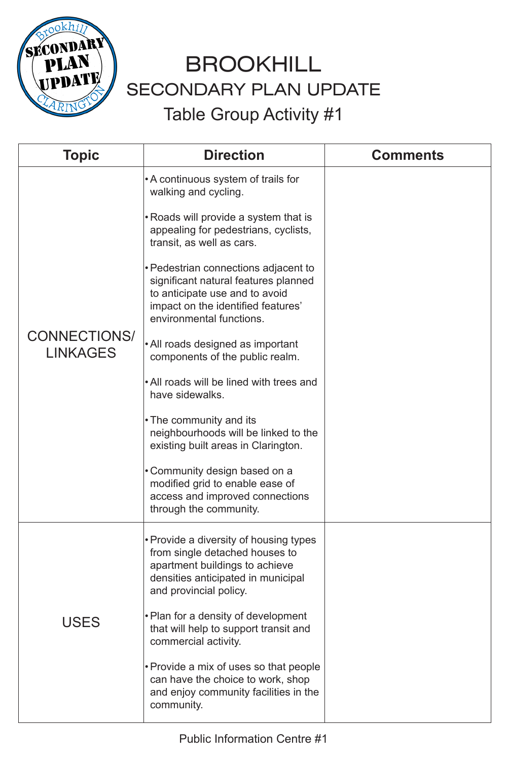# BROOKHILL

## SECONDARY PLAN UPDATE

### Table Group Activity #1

| Topic | Direction | Comments |
| --- | --- | --- |
| CONNECTIONS/ LINKAGES | • A continuous system of trails for walking and cycling.<br><br>• Roads will provide a system that is appealing for pedestrians, cyclists, transit, as well as cars.<br><br>• Pedestrian connections adjacent to significant natural features planned to anticipate use and to avoid impact on the identified features' environmental functions.<br><br>• All roads designed as important components of the public realm.<br><br>• All roads will be lined with trees and have sidewalks.<br><br>• The community and its neighbourhoods will be linked to the existing built areas in Clarington.<br><br>• Community design based on a modified grid to enable ease of access and improved connections through the community. | |
| USES | • Provide a diversity of housing types from single detached houses to apartment buildings to achieve densities anticipated in municipal and provincial policy.<br><br>• Plan for a density of development that will help to support transit and commercial activity.<br><br>• Provide a mix of uses so that people can have the choice to work, shop and enjoy community facilities in the community. | |

Public Information Centre #1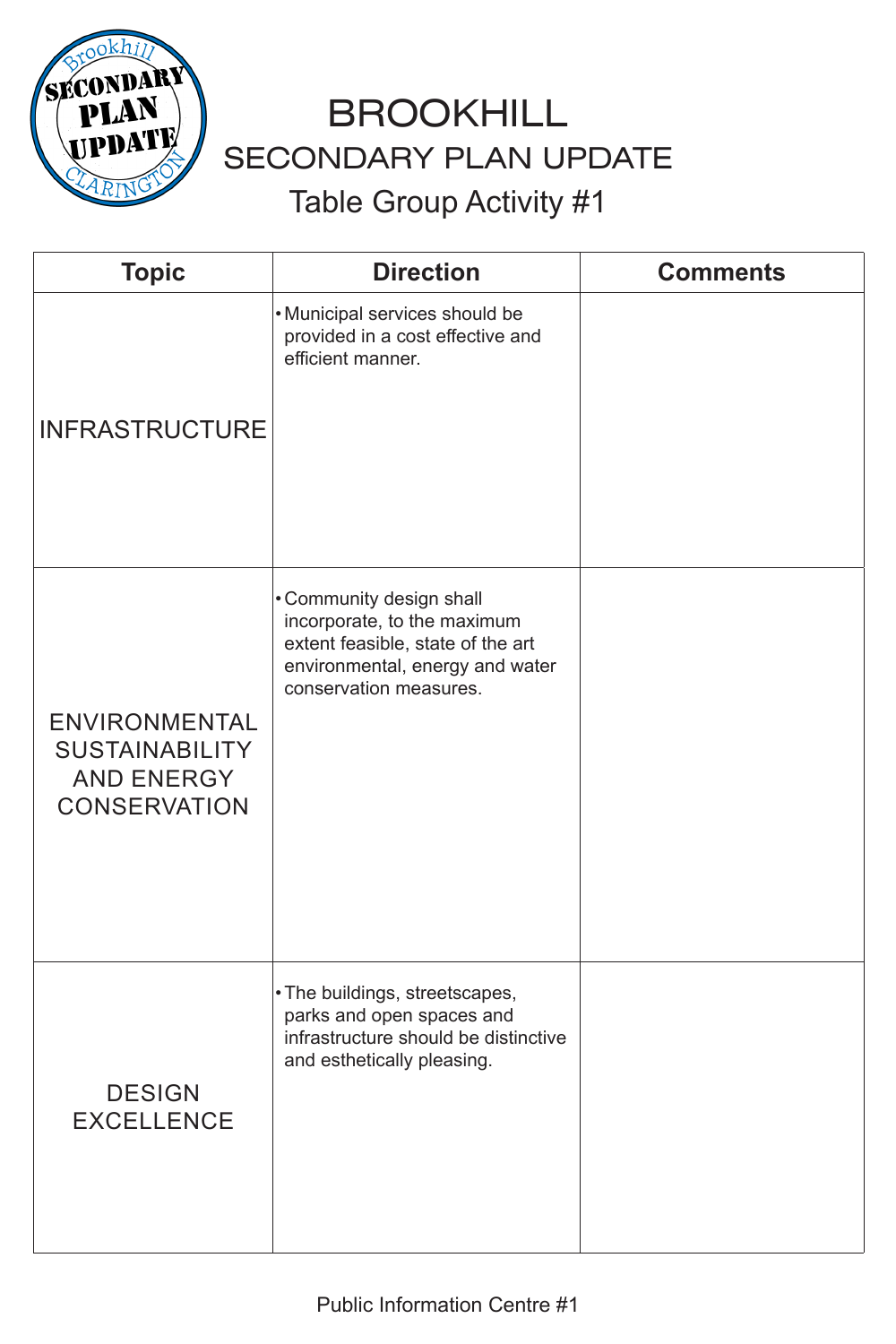# BROOKHILL

## SECONDARY PLAN UPDATE

### Table Group Activity #1

| Topic | Direction | Comments |
| --- | --- | --- |
| INFRASTRUCTURE | • Municipal services should be provided in a cost effective and efficient manner. | |
| ENVIRONMENTAL SUSTAINABILITY AND ENERGY CONSERVATION | • Community design shall incorporate, to the maximum extent feasible, state of the art environmental, energy and water conservation measures. | |
| DESIGN EXCELLENCE | • The buildings, streetscapes, parks and open spaces and infrastructure should be distinctive and esthetically pleasing. | |

Public Information Centre #1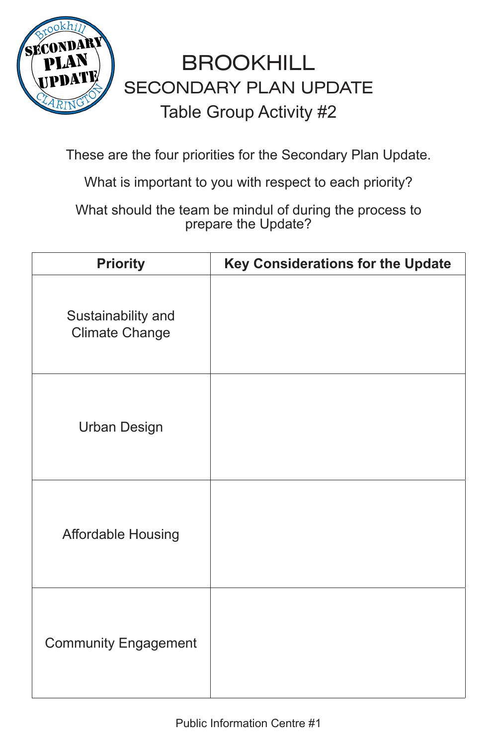# BROOKHILL

## SECONDARY PLAN UPDATE

### Table Group Activity #2

These are the four priorities for the Secondary Plan Update.

What is important to you with respect to each priority?

What should the team be mindul of during the process to prepare the Update?

| Priority | Key Considerations for the Update |
| --- | --- |
| Sustainability and Climate Change | |
| Urban Design | |
| Affordable Housing | |
| Community Engagement | |

Public Information Centre #1